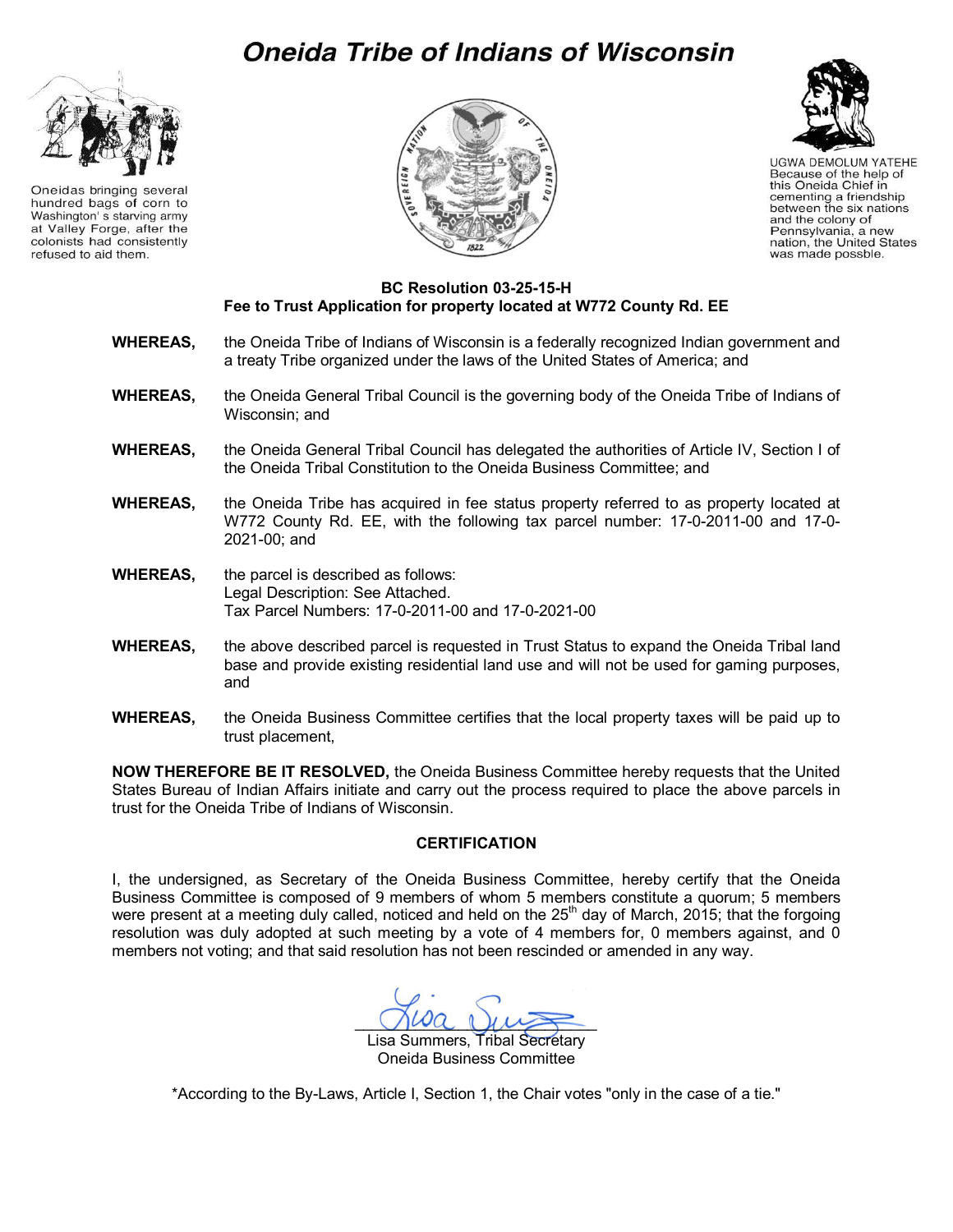# Oneida Tribe of Indians of Wisconsin

Oneidas bringing several hundred bags of corn to Washington' s starving army at Valley Forge, after the colonists had consistently refused to aid them.

UGWA DEMOLUM YATEHE
Because of the help of this Oneida Chief in cementing a friendship between the six nations and the colony of Pennsylvania, a new nation, the United States was made possble.

**BC Resolution 03-25-15-H**
**Fee to Trust Application for property located at W772 County Rd. EE**

**WHEREAS,** the Oneida Tribe of Indians of Wisconsin is a federally recognized Indian government and a treaty Tribe organized under the laws of the United States of America; and

**WHEREAS,** the Oneida General Tribal Council is the governing body of the Oneida Tribe of Indians of Wisconsin; and

**WHEREAS,** the Oneida General Tribal Council has delegated the authorities of Article IV, Section I of the Oneida Tribal Constitution to the Oneida Business Committee; and

**WHEREAS,** the Oneida Tribe has acquired in fee status property referred to as property located at W772 County Rd. EE, with the following tax parcel number: 17-0-2011-00 and 17-0-2021-00; and

**WHEREAS,** the parcel is described as follows:
Legal Description: See Attached.
Tax Parcel Numbers: 17-0-2011-00 and 17-0-2021-00

**WHEREAS,** the above described parcel is requested in Trust Status to expand the Oneida Tribal land base and provide existing residential land use and will not be used for gaming purposes, and

**WHEREAS,** the Oneida Business Committee certifies that the local property taxes will be paid up to trust placement,

**NOW THEREFORE BE IT RESOLVED,** the Oneida Business Committee hereby requests that the United States Bureau of Indian Affairs initiate and carry out the process required to place the above parcels in trust for the Oneida Tribe of Indians of Wisconsin.

**CERTIFICATION**

I, the undersigned, as Secretary of the Oneida Business Committee, hereby certify that the Oneida Business Committee is composed of 9 members of whom 5 members constitute a quorum; 5 members were present at a meeting duly called, noticed and held on the 25th day of March, 2015; that the forgoing resolution was duly adopted at such meeting by a vote of 4 members for, 0 members against, and 0 members not voting; and that said resolution has not been rescinded or amended in any way.

Lisa Summers, Tribal Secretary
Oneida Business Committee

*According to the By-Laws, Article I, Section 1, the Chair votes "only in the case of a tie."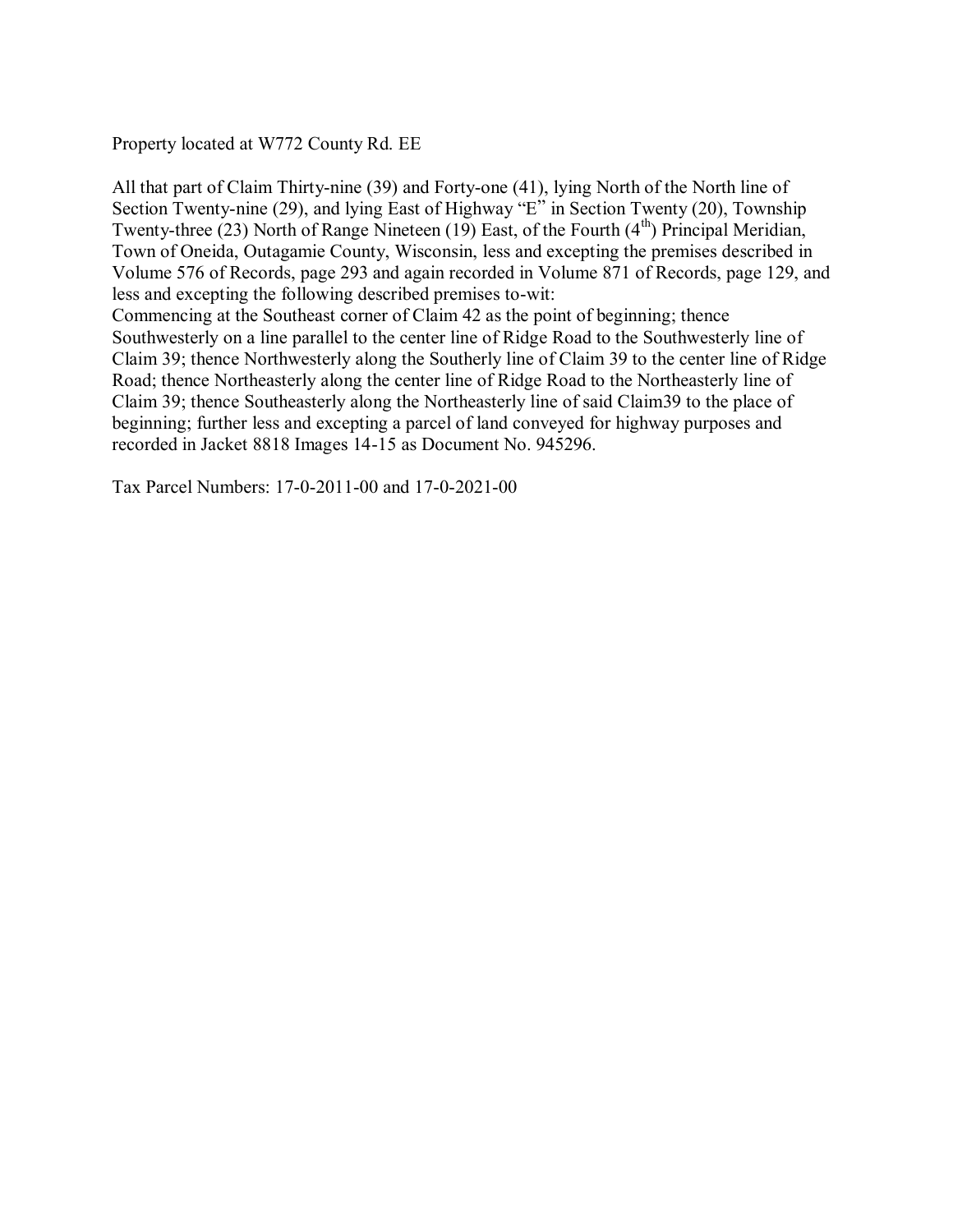Property located at W772 County Rd. EE

All that part of Claim Thirty-nine (39) and Forty-one (41), lying North of the North line of Section Twenty-nine (29), and lying East of Highway "E" in Section Twenty (20), Township Twenty-three (23) North of Range Nineteen (19) East, of the Fourth ($4^{th}$) Principal Meridian, Town of Oneida, Outagamie County, Wisconsin, less and excepting the premises described in Volume 576 of Records, page 293 and again recorded in Volume 871 of Records, page 129, and less and excepting the following described premises to-wit:
Commencing at the Southeast corner of Claim 42 as the point of beginning; thence Southwesterly on a line parallel to the center line of Ridge Road to the Southwesterly line of Claim 39; thence Northwesterly along the Southerly line of Claim 39 to the center line of Ridge Road; thence Northeasterly along the center line of Ridge Road to the Northeasterly line of Claim 39; thence Southeasterly along the Northeasterly line of said Claim39 to the place of beginning; further less and excepting a parcel of land conveyed for highway purposes and recorded in Jacket 8818 Images 14-15 as Document No. 945296.

Tax Parcel Numbers: 17-0-2011-00 and 17-0-2021-00